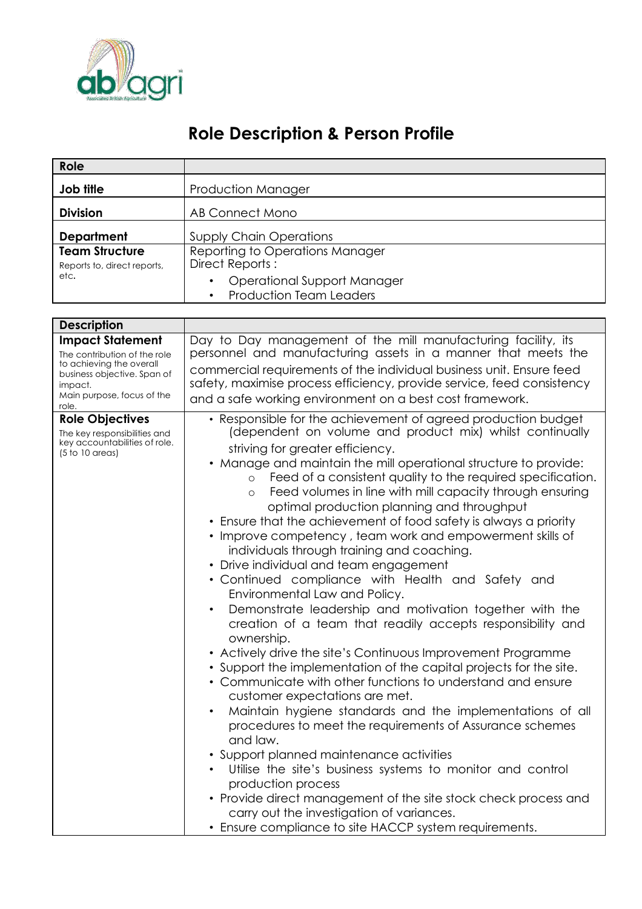# Role Description & Person Profile

| Role | |
|---|---|
| **Job title** | Production Manager |
| **Division** | AB Connect Mono |
| **Department** | Supply Chain Operations |
| **Team Structure**<br>Reports to, direct reports, etc. | Reporting to Operations Manager<br>Direct Reports :<br>• Operational Support Manager<br>• Production Team Leaders |

| Description | |
|---|---|
| **Impact Statement**<br>The contribution of the role to achieving the overall business objective. Span of impact.<br>Main purpose, focus of the role. | Day to Day management of the mill manufacturing facility, its personnel and manufacturing assets in a manner that meets the commercial requirements of the individual business unit. Ensure feed safety, maximise process efficiency, provide service, feed consistency and a safe working environment on a best cost framework. |
| **Role Objectives**<br>The key responsibilities and key accountabilities of role. (5 to 10 areas) | • Responsible for the achievement of agreed production budget (dependent on volume and product mix) whilst continually striving for greater efficiency.<br>• Manage and maintain the mill operational structure to provide:<br>&nbsp;&nbsp;&nbsp;o Feed of a consistent quality to the required specification.<br>&nbsp;&nbsp;&nbsp;o Feed volumes in line with mill capacity through ensuring optimal production planning and throughput<br>• Ensure that the achievement of food safety is always a priority<br>• Improve competency , team work and empowerment skills of individuals through training and coaching.<br>• Drive individual and team engagement<br>• Continued compliance with Health and Safety and Environmental Law and Policy.<br>• Demonstrate leadership and motivation together with the creation of a team that readily accepts responsibility and ownership.<br>• Actively drive the site's Continuous Improvement Programme<br>• Support the implementation of the capital projects for the site.<br>• Communicate with other functions to understand and ensure customer expectations are met.<br>• Maintain hygiene standards and the implementations of all procedures to meet the requirements of Assurance schemes and law.<br>• Support planned maintenance activities<br>• Utilise the site's business systems to monitor and control production process<br>• Provide direct management of the site stock check process and carry out the investigation of variances.<br>• Ensure compliance to site HACCP system requirements. |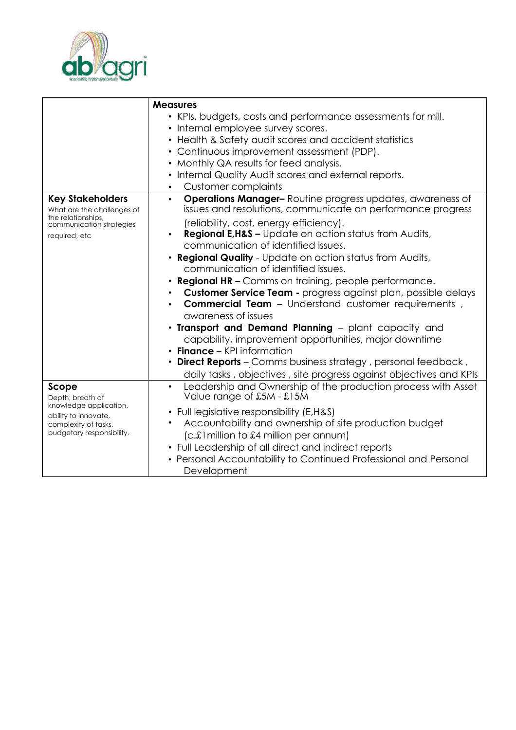| | |
|---|---|
| | **Measures**<br>• KPIs, budgets, costs and performance assessments for mill.<br>• Internal employee survey scores.<br>• Health & Safety audit scores and accident statistics<br>• Continuous improvement assessment (PDP).<br>• Monthly QA results for feed analysis.<br>• Internal Quality Audit scores and external reports.<br>• Customer complaints |
| **Key Stakeholders**<br>What are the challenges of the relationships, communication strategies required, etc | • **Operations Manager–** Routine progress updates, awareness of issues and resolutions, communicate on performance progress (reliability, cost, energy efficiency).<br>• **Regional E,H&S –** Update on action status from Audits, communication of identified issues.<br>• **Regional Quality** - Update on action status from Audits, communication of identified issues.<br>• **Regional HR** – Comms on training, people performance.<br>• **Customer Service Team -** progress against plan, possible delays<br>• **Commercial Team** – Understand customer requirements , awareness of issues<br>• **Transport and Demand Planning** – plant capacity and capability, improvement opportunities, major downtime<br>• **Finance** – KPI information<br>• **Direct Reports** – Comms business strategy , personal feedback , daily tasks , objectives , site progress against objectives and KPIs |
| **Scope**<br>Depth, breath of knowledge application, ability to innovate, complexity of tasks, budgetary responsibility. | • Leadership and Ownership of the production process with Asset Value range of £5M - £15M<br>• Full legislative responsibility (E,H&S)<br>• Accountability and ownership of site production budget (c.£1million to £4 million per annum)<br>• Full Leadership of all direct and indirect reports<br>• Personal Accountability to Continued Professional and Personal Development |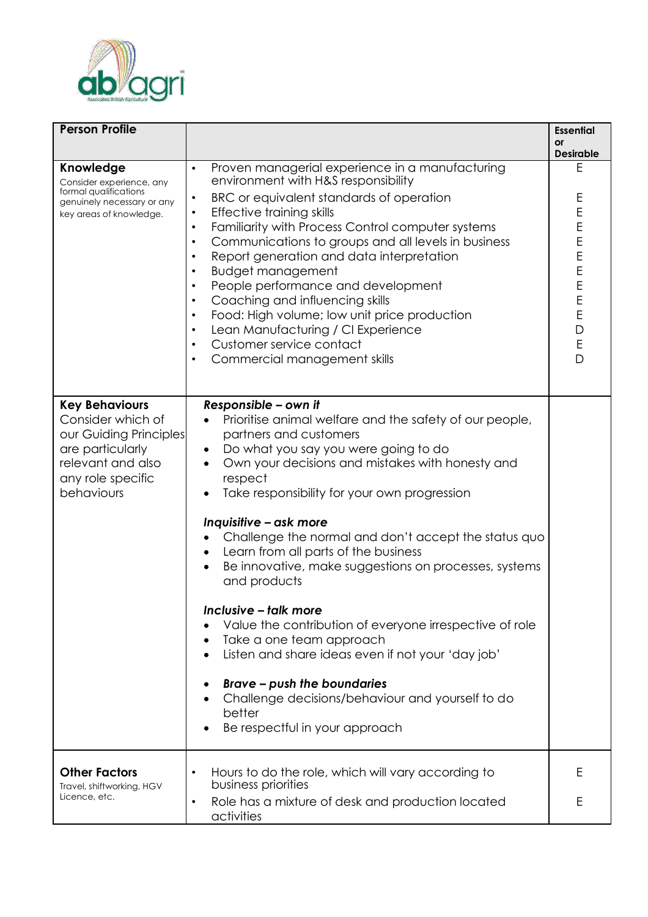| Person Profile | | Essential or Desirable |
|---|---|---|
| **Knowledge**<br>Consider experience, any formal qualifications genuinely necessary or any key areas of knowledge. | • Proven managerial experience in a manufacturing environment with H&S responsibility<br>• BRC or equivalent standards of operation<br>• Effective training skills<br>• Familiarity with Process Control computer systems<br>• Communications to groups and all levels in business<br>• Report generation and data interpretation<br>• Budget management<br>• People performance and development<br>• Coaching and influencing skills<br>• Food: High volume; low unit price production<br>• Lean Manufacturing / CI Experience<br>• Customer service contact<br>• Commercial management skills | E<br>E<br>E<br>E<br>E<br>E<br>E<br>E<br>E<br>E<br>D<br>E<br>D |
| **Key Behaviours**<br>Consider which of our Guiding Principles are particularly relevant and also any role specific behaviours | ***Responsible – own it***<br>• Prioritise animal welfare and the safety of our people, partners and customers<br>• Do what you say you were going to do<br>• Own your decisions and mistakes with honesty and respect<br>• Take responsibility for your own progression<br><br>***Inquisitive – ask more***<br>• Challenge the normal and don't accept the status quo<br>• Learn from all parts of the business<br>• Be innovative, make suggestions on processes, systems and products<br><br>***Inclusive – talk more***<br>• Value the contribution of everyone irrespective of role<br>• Take a one team approach<br>• Listen and share ideas even if not your 'day job'<br><br>• ***Brave – push the boundaries***<br>• Challenge decisions/behaviour and yourself to do better<br>• Be respectful in your approach | |
| **Other Factors**<br>Travel, shiftworking, HGV Licence, etc. | • Hours to do the role, which will vary according to business priorities<br>• Role has a mixture of desk and production located activities | E<br>E |